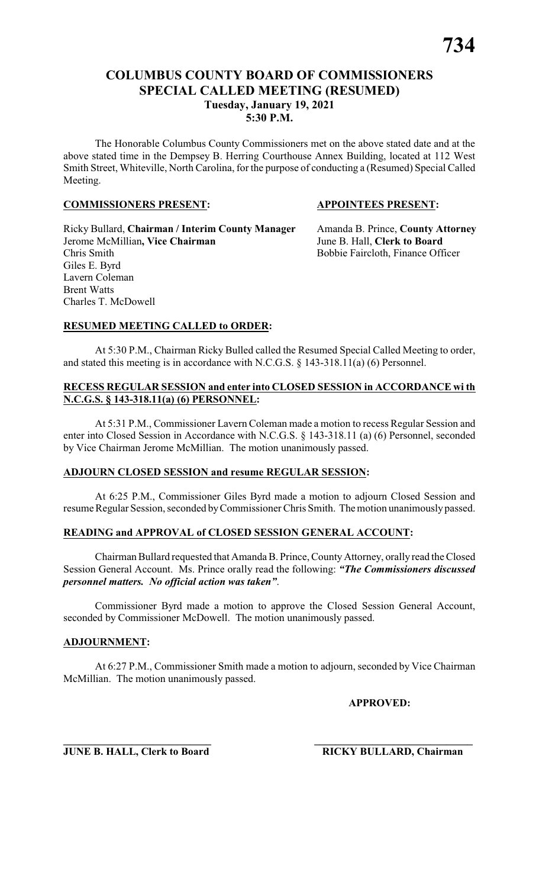# COLUMBUS COUNTY BOARD OF COMMISSIONERS
## SPECIAL CALLED MEETING (RESUMED)
### Tuesday, January 19, 2021
### 5:30 P.M.

The Honorable Columbus County Commissioners met on the above stated date and at the above stated time in the Dempsey B. Herring Courthouse Annex Building, located at 112 West Smith Street, Whiteville, North Carolina, for the purpose of conducting a (Resumed) Special Called Meeting.

**COMMISSIONERS PRESENT:**

Ricky Bullard, **Chairman / Interim County Manager**
Jerome McMillian**, Vice Chairman**
Chris Smith
Giles E. Byrd
Lavern Coleman
Brent Watts
Charles T. McDowell

**APPOINTEES PRESENT:**

Amanda B. Prince, **County Attorney**
June B. Hall, **Clerk to Board**
Bobbie Faircloth, Finance Officer

**RESUMED MEETING CALLED to ORDER:**

At 5:30 P.M., Chairman Ricky Bulled called the Resumed Special Called Meeting to order, and stated this meeting is in accordance with N.C.G.S. § 143-318.11(a) (6) Personnel.

**RECESS REGULAR SESSION and enter into CLOSED SESSION in ACCORDANCE wi th N.C.G.S. § 143-318.11(a) (6) PERSONNEL:**

At 5:31 P.M., Commissioner Lavern Coleman made a motion to recess Regular Session and enter into Closed Session in Accordance with N.C.G.S. § 143-318.11 (a) (6) Personnel, seconded by Vice Chairman Jerome McMillian. The motion unanimously passed.

**ADJOURN CLOSED SESSION and resume REGULAR SESSION:**

At 6:25 P.M., Commissioner Giles Byrd made a motion to adjourn Closed Session and resume Regular Session, seconded by Commissioner Chris Smith. The motion unanimously passed.

**READING and APPROVAL of CLOSED SESSION GENERAL ACCOUNT:**

Chairman Bullard requested that Amanda B. Prince, County Attorney, orally read the Closed Session General Account. Ms. Prince orally read the following: ***"The Commissioners discussed personnel matters. No official action was taken"***.

Commissioner Byrd made a motion to approve the Closed Session General Account, seconded by Commissioner McDowell. The motion unanimously passed.

**ADJOURNMENT:**

At 6:27 P.M., Commissioner Smith made a motion to adjourn, seconded by Vice Chairman McMillian. The motion unanimously passed.

**APPROVED:**

______________________________
**JUNE B. HALL, Clerk to Board**

______________________________
**RICKY BULLARD, Chairman**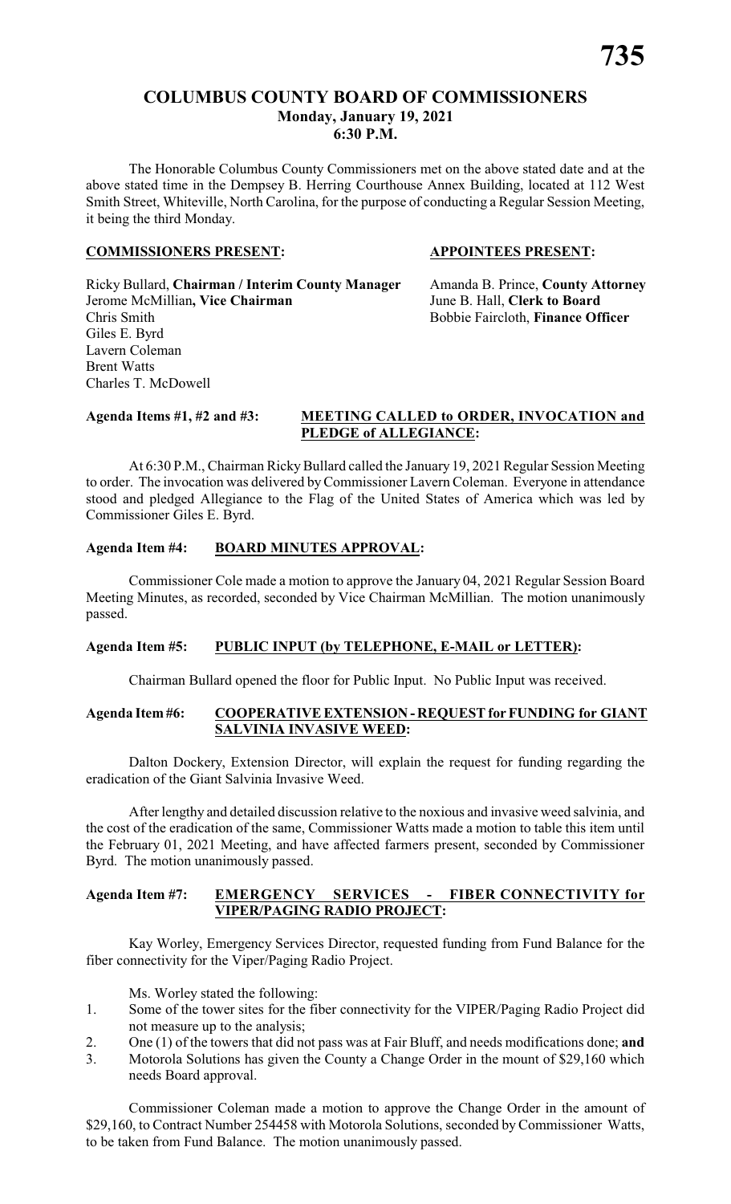# COLUMBUS COUNTY BOARD OF COMMISSIONERS
## Monday, January 19, 2021
## 6:30 P.M.

The Honorable Columbus County Commissioners met on the above stated date and at the above stated time in the Dempsey B. Herring Courthouse Annex Building, located at 112 West Smith Street, Whiteville, North Carolina, for the purpose of conducting a Regular Session Meeting, it being the third Monday.

| **COMMISSIONERS PRESENT:** | **APPOINTEES PRESENT:** |
| --- | --- |
| Ricky Bullard, **Chairman / Interim County Manager** | Amanda B. Prince, **County Attorney** |
| Jerome McMillian**, Vice Chairman** | June B. Hall, **Clerk to Board** |
| Chris Smith | Bobbie Faircloth, **Finance Officer** |
| Giles E. Byrd | |
| Lavern Coleman | |
| Brent Watts | |
| Charles T. McDowell | |

**Agenda Items #1, #2 and #3: MEETING CALLED to ORDER, INVOCATION and PLEDGE of ALLEGIANCE:**

At 6:30 P.M., Chairman Ricky Bullard called the January 19, 2021 Regular Session Meeting to order. The invocation was delivered by Commissioner Lavern Coleman. Everyone in attendance stood and pledged Allegiance to the Flag of the United States of America which was led by Commissioner Giles E. Byrd.

**Agenda Item #4: BOARD MINUTES APPROVAL:**

Commissioner Cole made a motion to approve the January 04, 2021 Regular Session Board Meeting Minutes, as recorded, seconded by Vice Chairman McMillian. The motion unanimously passed.

**Agenda Item #5: PUBLIC INPUT (by TELEPHONE, E-MAIL or LETTER):**

Chairman Bullard opened the floor for Public Input. No Public Input was received.

**Agenda Item #6: COOPERATIVE EXTENSION - REQUEST for FUNDING for GIANT SALVINIA INVASIVE WEED:**

Dalton Dockery, Extension Director, will explain the request for funding regarding the eradication of the Giant Salvinia Invasive Weed.

After lengthy and detailed discussion relative to the noxious and invasive weed salvinia, and the cost of the eradication of the same, Commissioner Watts made a motion to table this item until the February 01, 2021 Meeting, and have affected farmers present, seconded by Commissioner Byrd. The motion unanimously passed.

**Agenda Item #7: EMERGENCY SERVICES - FIBER CONNECTIVITY for VIPER/PAGING RADIO PROJECT:**

Kay Worley, Emergency Services Director, requested funding from Fund Balance for the fiber connectivity for the Viper/Paging Radio Project.

Ms. Worley stated the following:

1. Some of the tower sites for the fiber connectivity for the VIPER/Paging Radio Project did not measure up to the analysis;
2. One (1) of the towers that did not pass was at Fair Bluff, and needs modifications done; **and**
3. Motorola Solutions has given the County a Change Order in the mount of $29,160 which needs Board approval.

Commissioner Coleman made a motion to approve the Change Order in the amount of $29,160, to Contract Number 254458 with Motorola Solutions, seconded by Commissioner Watts, to be taken from Fund Balance. The motion unanimously passed.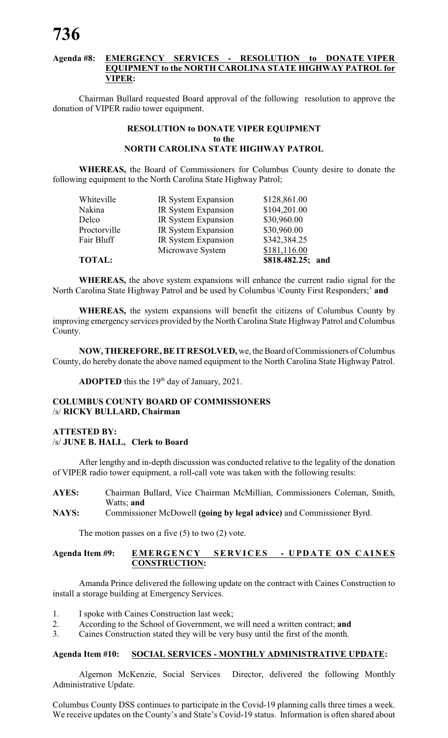**Agenda #8: EMERGENCY SERVICES - RESOLUTION to DONATE VIPER EQUIPMENT to the NORTH CAROLINA STATE HIGHWAY PATROL for VIPER:**

Chairman Bullard requested Board approval of the following resolution to approve the donation of VIPER radio tower equipment.

**RESOLUTION to DONATE VIPER EQUIPMENT**
**to the**
**NORTH CAROLINA STATE HIGHWAY PATROL**

**WHEREAS,** the Board of Commissioners for Columbus County desire to donate the following equipment to the North Carolina State Highway Patrol;

| | | |
|---|---|---|
| Whiteville | IR System Expansion | $128,861.00 |
| Nakina | IR System Expansion | $104,201.00 |
| Delco | IR System Expansion | $30,960.00 |
| Proctorville | IR System Expansion | $30,960.00 |
| Fair Bluff | IR System Expansion | $342,384.25 |
| | Microwave System | $181,116.00 |
| **TOTAL:** | | **$818.482.25; and** |

**WHEREAS,** the above system expansions will enhance the current radio signal for the North Carolina State Highway Patrol and be used by Columbus \County First Responders;' **and**

**WHEREAS,** the system expansions will benefit the citizens of Columbus County by improving emergency services provided by the North Carolina State Highway Patrol and Columbus County.

**NOW, THEREFORE, BE IT RESOLVED,** we, the Board of Commissioners of Columbus County, do hereby donate the above named equipment to the North Carolina State Highway Patrol.

**ADOPTED** this the 19th day of January, 2021.

**COLUMBUS COUNTY BOARD OF COMMISSIONERS**
/s/ **RICKY BULLARD, Chairman**

**ATTESTED BY:**
/s/ **JUNE B. HALL, Clerk to Board**

After lengthy and in-depth discussion was conducted relative to the legality of the donation of VIPER radio tower equipment, a roll-call vote was taken with the following results:

**AYES:** Chairman Bullard, Vice Chairman McMillian, Commissioners Coleman, Smith, Watts; **and**

**NAYS:** Commissioner McDowell **(going by legal advice)** and Commissioner Byrd.

The motion passes on a five (5) to two (2) vote.

**Agenda Item #9: EMERGENCY SERVICES - UPDATE ON CAINES CONSTRUCTION:**

Amanda Prince delivered the following update on the contract with Caines Construction to install a storage building at Emergency Services.

1. I spoke with Caines Construction last week;
2. According to the School of Government, we will need a written contract; **and**
3. Caines Construction stated they will be very busy until the first of the month.

**Agenda Item #10: SOCIAL SERVICES - MONTHLY ADMINISTRATIVE UPDATE:**

Algernon McKenzie, Social Services Director, delivered the following Monthly Administrative Update.

Columbus County DSS continues to participate in the Covid-19 planning calls three times a week. We receive updates on the County's and State's Covid-19 status. Information is often shared about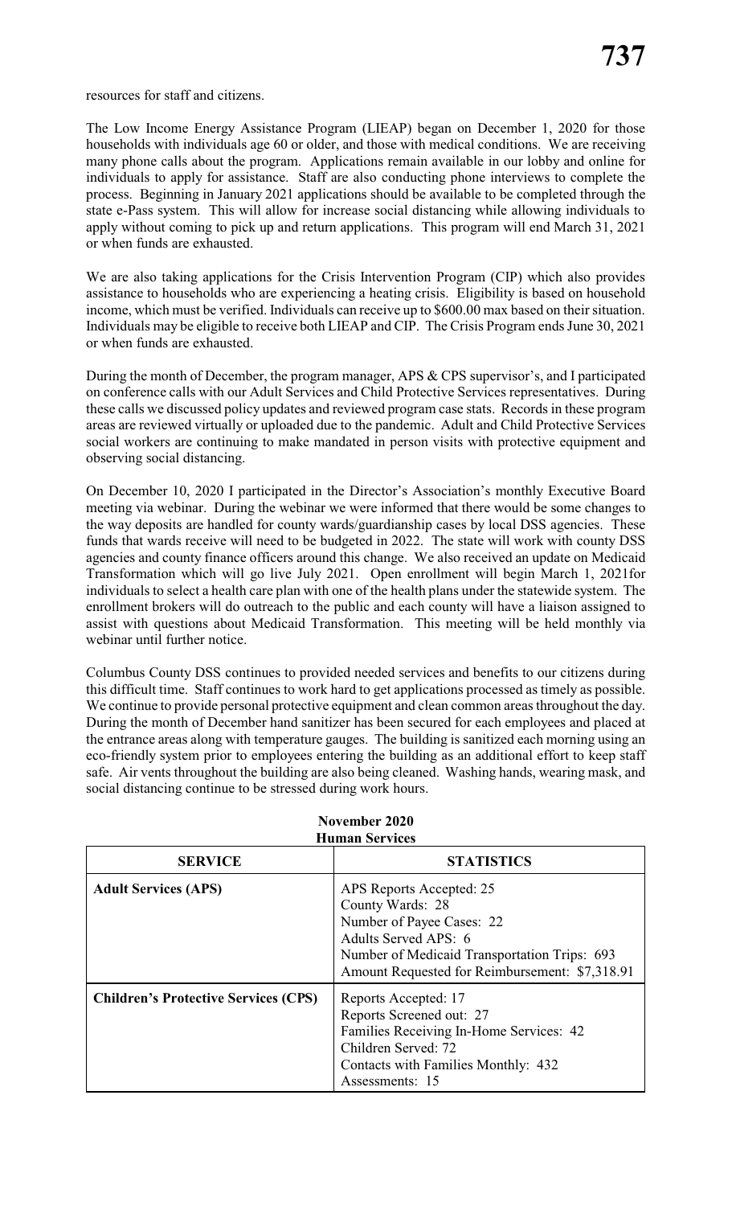resources for staff and citizens.

The Low Income Energy Assistance Program (LIEAP) began on December 1, 2020 for those households with individuals age 60 or older, and those with medical conditions. We are receiving many phone calls about the program. Applications remain available in our lobby and online for individuals to apply for assistance. Staff are also conducting phone interviews to complete the process. Beginning in January 2021 applications should be available to be completed through the state e-Pass system. This will allow for increase social distancing while allowing individuals to apply without coming to pick up and return applications. This program will end March 31, 2021 or when funds are exhausted.

We are also taking applications for the Crisis Intervention Program (CIP) which also provides assistance to households who are experiencing a heating crisis. Eligibility is based on household income, which must be verified. Individuals can receive up to $600.00 max based on their situation. Individuals may be eligible to receive both LIEAP and CIP. The Crisis Program ends June 30, 2021 or when funds are exhausted.

During the month of December, the program manager, APS & CPS supervisor's, and I participated on conference calls with our Adult Services and Child Protective Services representatives. During these calls we discussed policy updates and reviewed program case stats. Records in these program areas are reviewed virtually or uploaded due to the pandemic. Adult and Child Protective Services social workers are continuing to make mandated in person visits with protective equipment and observing social distancing.

On December 10, 2020 I participated in the Director's Association's monthly Executive Board meeting via webinar. During the webinar we were informed that there would be some changes to the way deposits are handled for county wards/guardianship cases by local DSS agencies. These funds that wards receive will need to be budgeted in 2022. The state will work with county DSS agencies and county finance officers around this change. We also received an update on Medicaid Transformation which will go live July 2021. Open enrollment will begin March 1, 2021for individuals to select a health care plan with one of the health plans under the statewide system. The enrollment brokers will do outreach to the public and each county will have a liaison assigned to assist with questions about Medicaid Transformation. This meeting will be held monthly via webinar until further notice.

Columbus County DSS continues to provided needed services and benefits to our citizens during this difficult time. Staff continues to work hard to get applications processed as timely as possible. We continue to provide personal protective equipment and clean common areas throughout the day. During the month of December hand sanitizer has been secured for each employees and placed at the entrance areas along with temperature gauges. The building is sanitized each morning using an eco-friendly system prior to employees entering the building as an additional effort to keep staff safe. Air vents throughout the building are also being cleaned. Washing hands, wearing mask, and social distancing continue to be stressed during work hours.

**November 2020**
**Human Services**

| SERVICE | STATISTICS |
|---|---|
| **Adult Services (APS)** | APS Reports Accepted: 25<br>County Wards: 28<br>Number of Payee Cases: 22<br>Adults Served APS: 6<br>Number of Medicaid Transportation Trips: 693<br>Amount Requested for Reimbursement: $7,318.91 |
| **Children's Protective Services (CPS)** | Reports Accepted: 17<br>Reports Screened out: 27<br>Families Receiving In-Home Services: 42<br>Children Served: 72<br>Contacts with Families Monthly: 432<br>Assessments: 15 |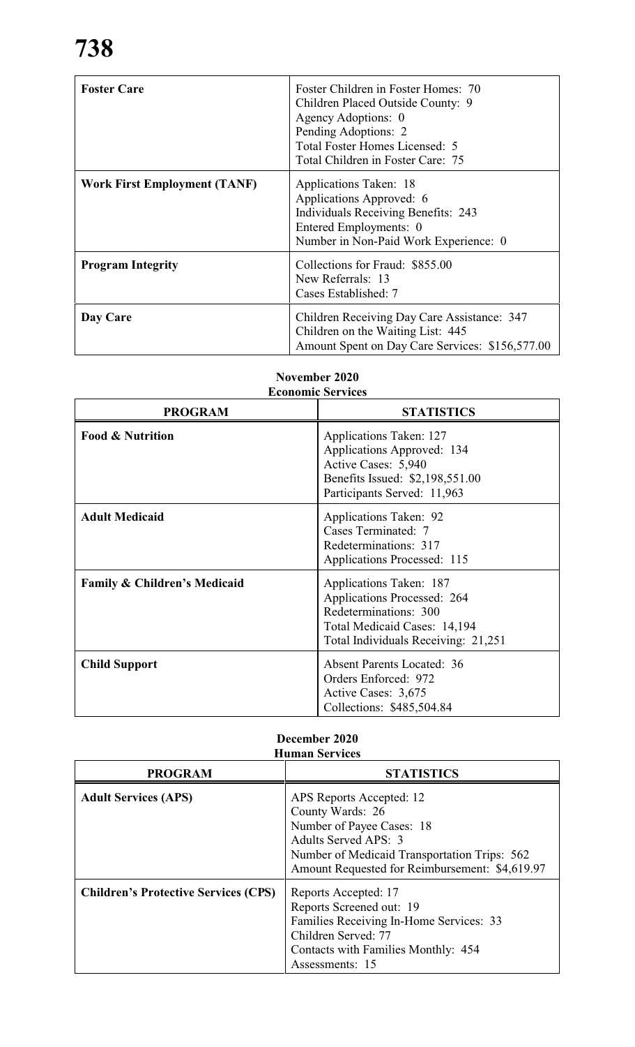| | |
|---|---|
| **Foster Care** | Foster Children in Foster Homes: 70<br>Children Placed Outside County: 9<br>Agency Adoptions: 0<br>Pending Adoptions: 2<br>Total Foster Homes Licensed: 5<br>Total Children in Foster Care: 75 |
| **Work First Employment (TANF)** | Applications Taken: 18<br>Applications Approved: 6<br>Individuals Receiving Benefits: 243<br>Entered Employments: 0<br>Number in Non-Paid Work Experience: 0 |
| **Program Integrity** | Collections for Fraud: $855.00<br>New Referrals: 13<br>Cases Established: 7 |
| **Day Care** | Children Receiving Day Care Assistance: 347<br>Children on the Waiting List: 445<br>Amount Spent on Day Care Services: $156,577.00 |

**November 2020**
**Economic Services**

| PROGRAM | STATISTICS |
|---|---|
| **Food & Nutrition** | Applications Taken: 127<br>Applications Approved: 134<br>Active Cases: 5,940<br>Benefits Issued: $2,198,551.00<br>Participants Served: 11,963 |
| **Adult Medicaid** | Applications Taken: 92<br>Cases Terminated: 7<br>Redeterminations: 317<br>Applications Processed: 115 |
| **Family & Children's Medicaid** | Applications Taken: 187<br>Applications Processed: 264<br>Redeterminations: 300<br>Total Medicaid Cases: 14,194<br>Total Individuals Receiving: 21,251 |
| **Child Support** | Absent Parents Located: 36<br>Orders Enforced: 972<br>Active Cases: 3,675<br>Collections: $485,504.84 |

**December 2020**
**Human Services**

| PROGRAM | STATISTICS |
|---|---|
| **Adult Services (APS)** | APS Reports Accepted: 12<br>County Wards: 26<br>Number of Payee Cases: 18<br>Adults Served APS: 3<br>Number of Medicaid Transportation Trips: 562<br>Amount Requested for Reimbursement: $4,619.97 |
| **Children's Protective Services (CPS)** | Reports Accepted: 17<br>Reports Screened out: 19<br>Families Receiving In-Home Services: 33<br>Children Served: 77<br>Contacts with Families Monthly: 454<br>Assessments: 15 |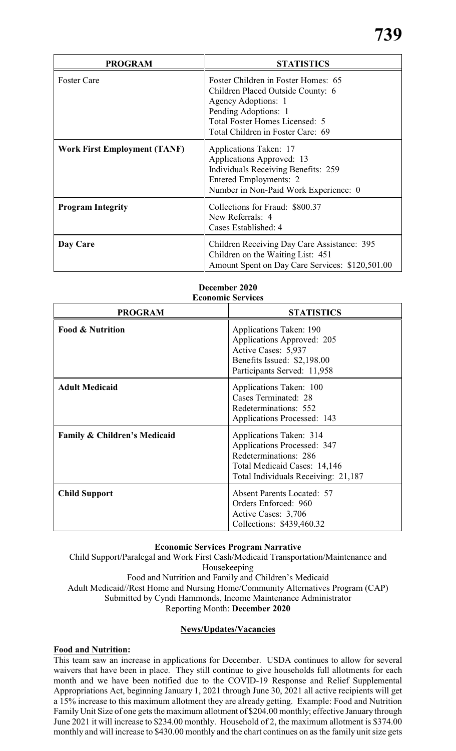| PROGRAM | STATISTICS |
|---|---|
| Foster Care | Foster Children in Foster Homes: 65<br>Children Placed Outside County: 6<br>Agency Adoptions: 1<br>Pending Adoptions: 1<br>Total Foster Homes Licensed: 5<br>Total Children in Foster Care: 69 |
| **Work First Employment (TANF)** | Applications Taken: 17<br>Applications Approved: 13<br>Individuals Receiving Benefits: 259<br>Entered Employments: 2<br>Number in Non-Paid Work Experience: 0 |
| **Program Integrity** | Collections for Fraud: $800.37<br>New Referrals: 4<br>Cases Established: 4 |
| **Day Care** | Children Receiving Day Care Assistance: 395<br>Children on the Waiting List: 451<br>Amount Spent on Day Care Services: $120,501.00 |

**December 2020**
**Economic Services**

| PROGRAM | STATISTICS |
|---|---|
| **Food & Nutrition** | Applications Taken: 190<br>Applications Approved: 205<br>Active Cases: 5,937<br>Benefits Issued: $2,198.00<br>Participants Served: 11,958 |
| **Adult Medicaid** | Applications Taken: 100<br>Cases Terminated: 28<br>Redeterminations: 552<br>Applications Processed: 143 |
| **Family & Children's Medicaid** | Applications Taken: 314<br>Applications Processed: 347<br>Redeterminations: 286<br>Total Medicaid Cases: 14,146<br>Total Individuals Receiving: 21,187 |
| **Child Support** | Absent Parents Located: 57<br>Orders Enforced: 960<br>Active Cases: 3,706<br>Collections: $439,460.32 |

**Economic Services Program Narrative**

Child Support/Paralegal and Work First Cash/Medicaid Transportation/Maintenance and Housekeeping
Food and Nutrition and Family and Children's Medicaid
Adult Medicaid//Rest Home and Nursing Home/Community Alternatives Program (CAP)
Submitted by Cyndi Hammonds, Income Maintenance Administrator
Reporting Month: **December 2020**

**News/Updates/Vacancies**

**Food and Nutrition:**

This team saw an increase in applications for December. USDA continues to allow for several waivers that have been in place. They still continue to give households full allotments for each month and we have been notified due to the COVID-19 Response and Relief Supplemental Appropriations Act, beginning January 1, 2021 through June 30, 2021 all active recipients will get a 15% increase to this maximum allotment they are already getting. Example: Food and Nutrition Family Unit Size of one gets the maximum allotment of $204.00 monthly; effective January through June 2021 it will increase to $234.00 monthly. Household of 2, the maximum allotment is $374.00 monthly and will increase to $430.00 monthly and the chart continues on as the family unit size gets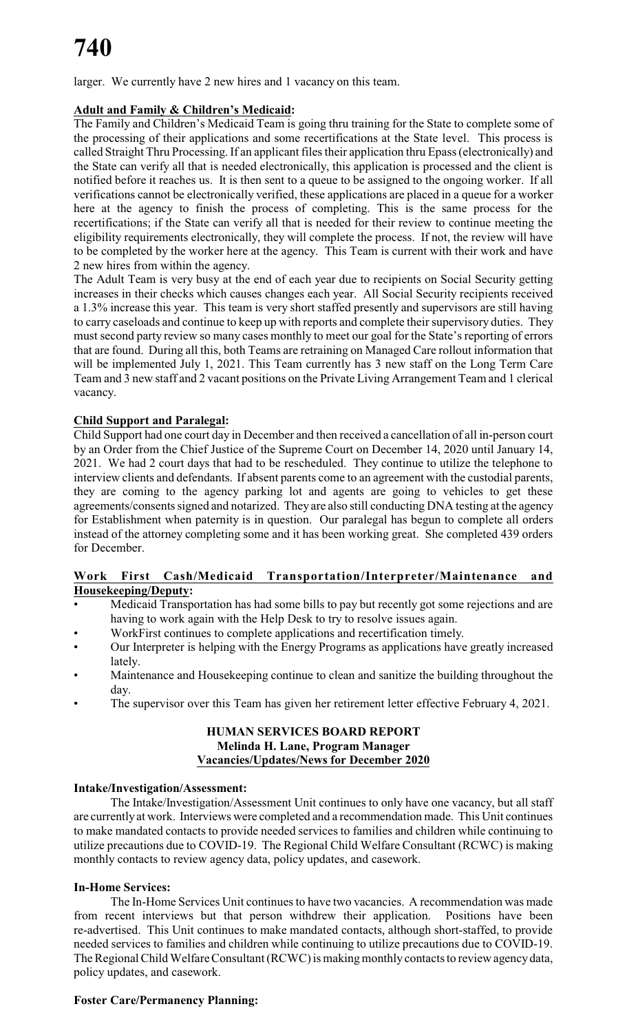larger. We currently have 2 new hires and 1 vacancy on this team.

**Adult and Family & Children's Medicaid:**

The Family and Children's Medicaid Team is going thru training for the State to complete some of the processing of their applications and some recertifications at the State level. This process is called Straight Thru Processing. If an applicant files their application thru Epass (electronically) and the State can verify all that is needed electronically, this application is processed and the client is notified before it reaches us. It is then sent to a queue to be assigned to the ongoing worker. If all verifications cannot be electronically verified, these applications are placed in a queue for a worker here at the agency to finish the process of completing. This is the same process for the recertifications; if the State can verify all that is needed for their review to continue meeting the eligibility requirements electronically, they will complete the process. If not, the review will have to be completed by the worker here at the agency. This Team is current with their work and have 2 new hires from within the agency.

The Adult Team is very busy at the end of each year due to recipients on Social Security getting increases in their checks which causes changes each year. All Social Security recipients received a 1.3% increase this year. This team is very short staffed presently and supervisors are still having to carry caseloads and continue to keep up with reports and complete their supervisory duties. They must second party review so many cases monthly to meet our goal for the State's reporting of errors that are found. During all this, both Teams are retraining on Managed Care rollout information that will be implemented July 1, 2021. This Team currently has 3 new staff on the Long Term Care Team and 3 new staff and 2 vacant positions on the Private Living Arrangement Team and 1 clerical vacancy.

**Child Support and Paralegal:**

Child Support had one court day in December and then received a cancellation of all in-person court by an Order from the Chief Justice of the Supreme Court on December 14, 2020 until January 14, 2021. We had 2 court days that had to be rescheduled. They continue to utilize the telephone to interview clients and defendants. If absent parents come to an agreement with the custodial parents, they are coming to the agency parking lot and agents are going to vehicles to get these agreements/consents signed and notarized. They are also still conducting DNA testing at the agency for Establishment when paternity is in question. Our paralegal has begun to complete all orders instead of the attorney completing some and it has been working great. She completed 439 orders for December.

**Work First Cash/Medicaid Transportation/Interpreter/Maintenance and Housekeeping/Deputy:**

- Medicaid Transportation has had some bills to pay but recently got some rejections and are having to work again with the Help Desk to try to resolve issues again.
- WorkFirst continues to complete applications and recertification timely.
- Our Interpreter is helping with the Energy Programs as applications have greatly increased lately.
- Maintenance and Housekeeping continue to clean and sanitize the building throughout the day.
- The supervisor over this Team has given her retirement letter effective February 4, 2021.

**HUMAN SERVICES BOARD REPORT**
**Melinda H. Lane, Program Manager**
**Vacancies/Updates/News for December 2020**

**Intake/Investigation/Assessment:**

The Intake/Investigation/Assessment Unit continues to only have one vacancy, but all staff are currently at work. Interviews were completed and a recommendation made. This Unit continues to make mandated contacts to provide needed services to families and children while continuing to utilize precautions due to COVID-19. The Regional Child Welfare Consultant (RCWC) is making monthly contacts to review agency data, policy updates, and casework.

**In-Home Services:**

The In-Home Services Unit continues to have two vacancies. A recommendation was made from recent interviews but that person withdrew their application. Positions have been re-advertised. This Unit continues to make mandated contacts, although short-staffed, to provide needed services to families and children while continuing to utilize precautions due to COVID-19. The Regional Child Welfare Consultant (RCWC) is making monthly contacts to review agency data, policy updates, and casework.

**Foster Care/Permanency Planning:**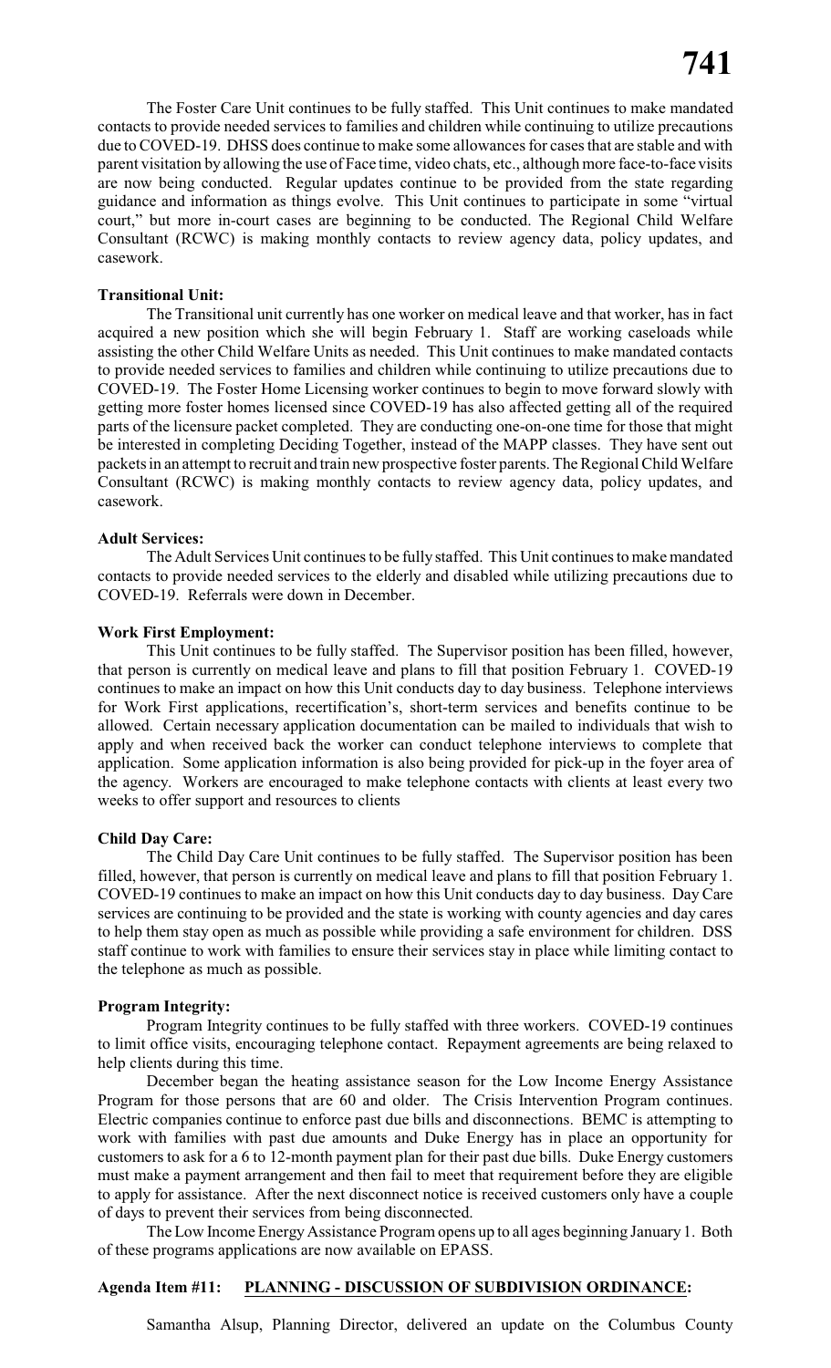The Foster Care Unit continues to be fully staffed. This Unit continues to make mandated contacts to provide needed services to families and children while continuing to utilize precautions due to COVED-19. DHSS does continue to make some allowances for cases that are stable and with parent visitation by allowing the use of Face time, video chats, etc., although more face-to-face visits are now being conducted. Regular updates continue to be provided from the state regarding guidance and information as things evolve. This Unit continues to participate in some "virtual court," but more in-court cases are beginning to be conducted. The Regional Child Welfare Consultant (RCWC) is making monthly contacts to review agency data, policy updates, and casework.

**Transitional Unit:**

The Transitional unit currently has one worker on medical leave and that worker, has in fact acquired a new position which she will begin February 1. Staff are working caseloads while assisting the other Child Welfare Units as needed. This Unit continues to make mandated contacts to provide needed services to families and children while continuing to utilize precautions due to COVED-19. The Foster Home Licensing worker continues to begin to move forward slowly with getting more foster homes licensed since COVED-19 has also affected getting all of the required parts of the licensure packet completed. They are conducting one-on-one time for those that might be interested in completing Deciding Together, instead of the MAPP classes. They have sent out packets in an attempt to recruit and train new prospective foster parents. The Regional Child Welfare Consultant (RCWC) is making monthly contacts to review agency data, policy updates, and casework.

**Adult Services:**

The Adult Services Unit continues to be fully staffed. This Unit continues to make mandated contacts to provide needed services to the elderly and disabled while utilizing precautions due to COVED-19. Referrals were down in December.

**Work First Employment:**

This Unit continues to be fully staffed. The Supervisor position has been filled, however, that person is currently on medical leave and plans to fill that position February 1. COVED-19 continues to make an impact on how this Unit conducts day to day business. Telephone interviews for Work First applications, recertification's, short-term services and benefits continue to be allowed. Certain necessary application documentation can be mailed to individuals that wish to apply and when received back the worker can conduct telephone interviews to complete that application. Some application information is also being provided for pick-up in the foyer area of the agency. Workers are encouraged to make telephone contacts with clients at least every two weeks to offer support and resources to clients

**Child Day Care:**

The Child Day Care Unit continues to be fully staffed. The Supervisor position has been filled, however, that person is currently on medical leave and plans to fill that position February 1. COVED-19 continues to make an impact on how this Unit conducts day to day business. Day Care services are continuing to be provided and the state is working with county agencies and day cares to help them stay open as much as possible while providing a safe environment for children. DSS staff continue to work with families to ensure their services stay in place while limiting contact to the telephone as much as possible.

**Program Integrity:**

Program Integrity continues to be fully staffed with three workers. COVED-19 continues to limit office visits, encouraging telephone contact. Repayment agreements are being relaxed to help clients during this time.

December began the heating assistance season for the Low Income Energy Assistance Program for those persons that are 60 and older. The Crisis Intervention Program continues. Electric companies continue to enforce past due bills and disconnections. BEMC is attempting to work with families with past due amounts and Duke Energy has in place an opportunity for customers to ask for a 6 to 12-month payment plan for their past due bills. Duke Energy customers must make a payment arrangement and then fail to meet that requirement before they are eligible to apply for assistance. After the next disconnect notice is received customers only have a couple of days to prevent their services from being disconnected.

The Low Income Energy Assistance Program opens up to all ages beginning January 1. Both of these programs applications are now available on EPASS.

**Agenda Item #11: PLANNING - DISCUSSION OF SUBDIVISION ORDINANCE:**

Samantha Alsup, Planning Director, delivered an update on the Columbus County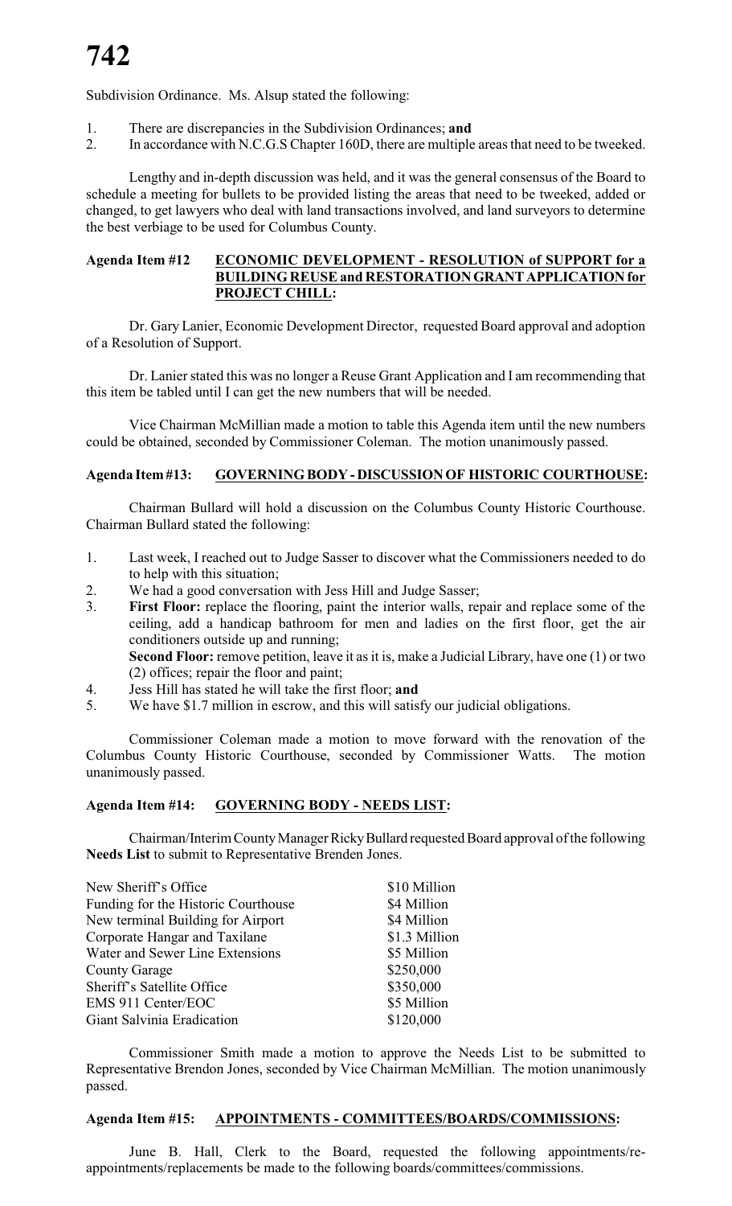Subdivision Ordinance. Ms. Alsup stated the following:

1. There are discrepancies in the Subdivision Ordinances; **and**
2. In accordance with N.C.G.S Chapter 160D, there are multiple areas that need to be tweeked.

Lengthy and in-depth discussion was held, and it was the general consensus of the Board to schedule a meeting for bullets to be provided listing the areas that need to be tweeked, added or changed, to get lawyers who deal with land transactions involved, and land surveyors to determine the best verbiage to be used for Columbus County.

**Agenda Item #12 ECONOMIC DEVELOPMENT - RESOLUTION of SUPPORT for a BUILDING REUSE and RESTORATION GRANT APPLICATION for PROJECT CHILL:**

Dr. Gary Lanier, Economic Development Director, requested Board approval and adoption of a Resolution of Support.

Dr. Lanier stated this was no longer a Reuse Grant Application and I am recommending that this item be tabled until I can get the new numbers that will be needed.

Vice Chairman McMillian made a motion to table this Agenda item until the new numbers could be obtained, seconded by Commissioner Coleman. The motion unanimously passed.

**Agenda Item #13: GOVERNING BODY - DISCUSSION OF HISTORIC COURTHOUSE:**

Chairman Bullard will hold a discussion on the Columbus County Historic Courthouse. Chairman Bullard stated the following:

1. Last week, I reached out to Judge Sasser to discover what the Commissioners needed to do to help with this situation;
2. We had a good conversation with Jess Hill and Judge Sasser;
3. **First Floor:** replace the flooring, paint the interior walls, repair and replace some of the ceiling, add a handicap bathroom for men and ladies on the first floor, get the air conditioners outside up and running;
   **Second Floor:** remove petition, leave it as it is, make a Judicial Library, have one (1) or two (2) offices; repair the floor and paint;
4. Jess Hill has stated he will take the first floor; **and**
5. We have $1.7 million in escrow, and this will satisfy our judicial obligations.

Commissioner Coleman made a motion to move forward with the renovation of the Columbus County Historic Courthouse, seconded by Commissioner Watts. The motion unanimously passed.

**Agenda Item #14: GOVERNING BODY - NEEDS LIST:**

Chairman/Interim County Manager Ricky Bullard requested Board approval of the following **Needs List** to submit to Representative Brenden Jones.

| | |
|---|---|
| New Sheriff's Office | $10 Million |
| Funding for the Historic Courthouse | $4 Million |
| New terminal Building for Airport | $4 Million |
| Corporate Hangar and Taxilane | $1.3 Million |
| Water and Sewer Line Extensions | $5 Million |
| County Garage | $250,000 |
| Sheriff's Satellite Office | $350,000 |
| EMS 911 Center/EOC | $5 Million |
| Giant Salvinia Eradication | $120,000 |

Commissioner Smith made a motion to approve the Needs List to be submitted to Representative Brendon Jones, seconded by Vice Chairman McMillian. The motion unanimously passed.

**Agenda Item #15: APPOINTMENTS - COMMITTEES/BOARDS/COMMISSIONS:**

June B. Hall, Clerk to the Board, requested the following appointments/re-appointments/replacements be made to the following boards/committees/commissions.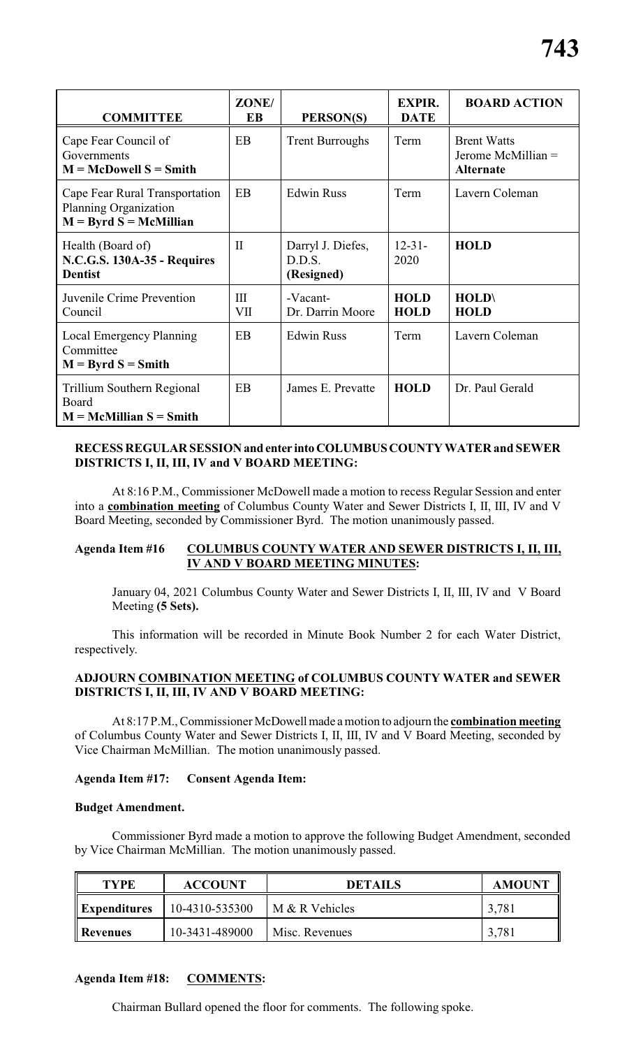| COMMITTEE | ZONE/ EB | PERSON(S) | EXPIR. DATE | BOARD ACTION |
|---|---|---|---|---|
| Cape Fear Council of Governments **M = McDowell S = Smith** | EB | Trent Burroughs | Term | Brent Watts Jerome McMillian = **Alternate** |
| Cape Fear Rural Transportation Planning Organization **M = Byrd S = McMillian** | EB | Edwin Russ | Term | Lavern Coleman |
| Health (Board of) **N.C.G.S. 130A-35 - Requires Dentist** | II | Darryl J. Diefes, D.D.S. (Resigned) | 12-31-2020 | **HOLD** |
| Juvenile Crime Prevention Council | III VII | -Vacant- Dr. Darrin Moore | **HOLD HOLD** | **HOLD\ HOLD** |
| Local Emergency Planning Committee **M = Byrd S = Smith** | EB | Edwin Russ | Term | Lavern Coleman |
| Trillium Southern Regional Board **M = McMillian S = Smith** | EB | James E. Prevatte | **HOLD** | Dr. Paul Gerald |

**RECESS REGULAR SESSION and enter into COLUMBUS COUNTY WATER and SEWER DISTRICTS I, II, III, IV and V BOARD MEETING:**

At 8:16 P.M., Commissioner McDowell made a motion to recess Regular Session and enter into a **combination meeting** of Columbus County Water and Sewer Districts I, II, III, IV and V Board Meeting, seconded by Commissioner Byrd. The motion unanimously passed.

**Agenda Item #16 COLUMBUS COUNTY WATER AND SEWER DISTRICTS I, II, III, IV AND V BOARD MEETING MINUTES:**

January 04, 2021 Columbus County Water and Sewer Districts I, II, III, IV and V Board Meeting **(5 Sets).**

This information will be recorded in Minute Book Number 2 for each Water District, respectively.

**ADJOURN COMBINATION MEETING of COLUMBUS COUNTY WATER and SEWER DISTRICTS I, II, III, IV AND V BOARD MEETING:**

At 8:17 P.M., Commissioner McDowell made a motion to adjourn the **combination meeting** of Columbus County Water and Sewer Districts I, II, III, IV and V Board Meeting, seconded by Vice Chairman McMillian. The motion unanimously passed.

**Agenda Item #17: Consent Agenda Item:**

**Budget Amendment.**

Commissioner Byrd made a motion to approve the following Budget Amendment, seconded by Vice Chairman McMillian. The motion unanimously passed.

| TYPE | ACCOUNT | DETAILS | AMOUNT |
|---|---|---|---|
| **Expenditures** | 10-4310-535300 | M & R Vehicles | 3,781 |
| **Revenues** | 10-3431-489000 | Misc. Revenues | 3,781 |

**Agenda Item #18: COMMENTS:**

Chairman Bullard opened the floor for comments. The following spoke.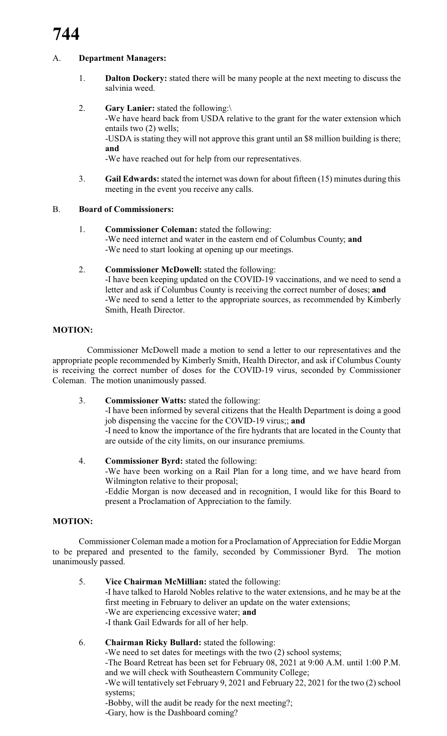A. **Department Managers:**

1. **Dalton Dockery:** stated there will be many people at the next meeting to discuss the salvinia weed.

2. **Gary Lanier:** stated the following:\
-We have heard back from USDA relative to the grant for the water extension which entails two (2) wells;
-USDA is stating they will not approve this grant until an $8 million building is there; **and**
-We have reached out for help from our representatives.

3. **Gail Edwards:** stated the internet was down for about fifteen (15) minutes during this meeting in the event you receive any calls.

B. **Board of Commissioners:**

1. **Commissioner Coleman:** stated the following:
-We need internet and water in the eastern end of Columbus County; **and**
-We need to start looking at opening up our meetings.

2. **Commissioner McDowell:** stated the following:
-I have been keeping updated on the COVID-19 vaccinations, and we need to send a letter and ask if Columbus County is receiving the correct number of doses; **and**
-We need to send a letter to the appropriate sources, as recommended by Kimberly Smith, Heath Director.

**MOTION:**

Commissioner McDowell made a motion to send a letter to our representatives and the appropriate people recommended by Kimberly Smith, Health Director, and ask if Columbus County is receiving the correct number of doses for the COVID-19 virus, seconded by Commissioner Coleman. The motion unanimously passed.

3. **Commissioner Watts:** stated the following:
-I have been informed by several citizens that the Health Department is doing a good job dispensing the vaccine for the COVID-19 virus;; **and**
-I need to know the importance of the fire hydrants that are located in the County that are outside of the city limits, on our insurance premiums.

4. **Commissioner Byrd:** stated the following:
-We have been working on a Rail Plan for a long time, and we have heard from Wilmington relative to their proposal;
-Eddie Morgan is now deceased and in recognition, I would like for this Board to present a Proclamation of Appreciation to the family.

**MOTION:**

Commissioner Coleman made a motion for a Proclamation of Appreciation for Eddie Morgan to be prepared and presented to the family, seconded by Commissioner Byrd. The motion unanimously passed.

5. **Vice Chairman McMillian:** stated the following:
-I have talked to Harold Nobles relative to the water extensions, and he may be at the first meeting in February to deliver an update on the water extensions;
-We are experiencing excessive water; **and**
-I thank Gail Edwards for all of her help.

6. **Chairman Ricky Bullard:** stated the following:
-We need to set dates for meetings with the two (2) school systems;
-The Board Retreat has been set for February 08, 2021 at 9:00 A.M. until 1:00 P.M. and we will check with Southeastern Community College;
-We will tentatively set February 9, 2021 and February 22, 2021 for the two (2) school systems;
-Bobby, will the audit be ready for the next meeting?;
-Gary, how is the Dashboard coming?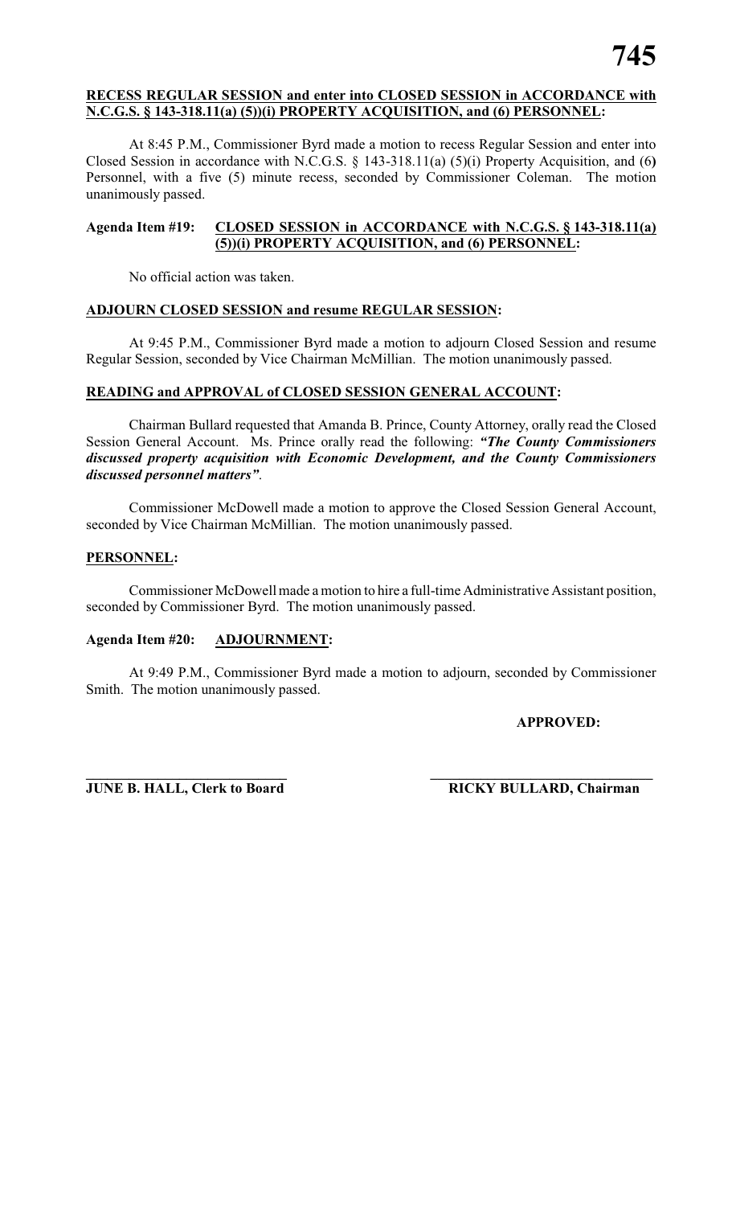**RECESS REGULAR SESSION and enter into CLOSED SESSION in ACCORDANCE with N.C.G.S. § 143-318.11(a) (5))(i) PROPERTY ACQUISITION, and (6) PERSONNEL:**

At 8:45 P.M., Commissioner Byrd made a motion to recess Regular Session and enter into Closed Session in accordance with N.C.G.S. § 143-318.11(a) (5)(i) Property Acquisition, and (6) Personnel, with a five (5) minute recess, seconded by Commissioner Coleman. The motion unanimously passed.

**Agenda Item #19: CLOSED SESSION in ACCORDANCE with N.C.G.S. § 143-318.11(a) (5))(i) PROPERTY ACQUISITION, and (6) PERSONNEL:**

No official action was taken.

**ADJOURN CLOSED SESSION and resume REGULAR SESSION:**

At 9:45 P.M., Commissioner Byrd made a motion to adjourn Closed Session and resume Regular Session, seconded by Vice Chairman McMillian. The motion unanimously passed.

**READING and APPROVAL of CLOSED SESSION GENERAL ACCOUNT:**

Chairman Bullard requested that Amanda B. Prince, County Attorney, orally read the Closed Session General Account. Ms. Prince orally read the following: ***"The County Commissioners discussed property acquisition with Economic Development, and the County Commissioners discussed personnel matters"***.

Commissioner McDowell made a motion to approve the Closed Session General Account, seconded by Vice Chairman McMillian. The motion unanimously passed.

**PERSONNEL:**

Commissioner McDowell made a motion to hire a full-time Administrative Assistant position, seconded by Commissioner Byrd. The motion unanimously passed.

**Agenda Item #20: ADJOURNMENT:**

At 9:49 P.M., Commissioner Byrd made a motion to adjourn, seconded by Commissioner Smith. The motion unanimously passed.

**APPROVED:**

**JUNE B. HALL, Clerk to Board** | **RICKY BULLARD, Chairman**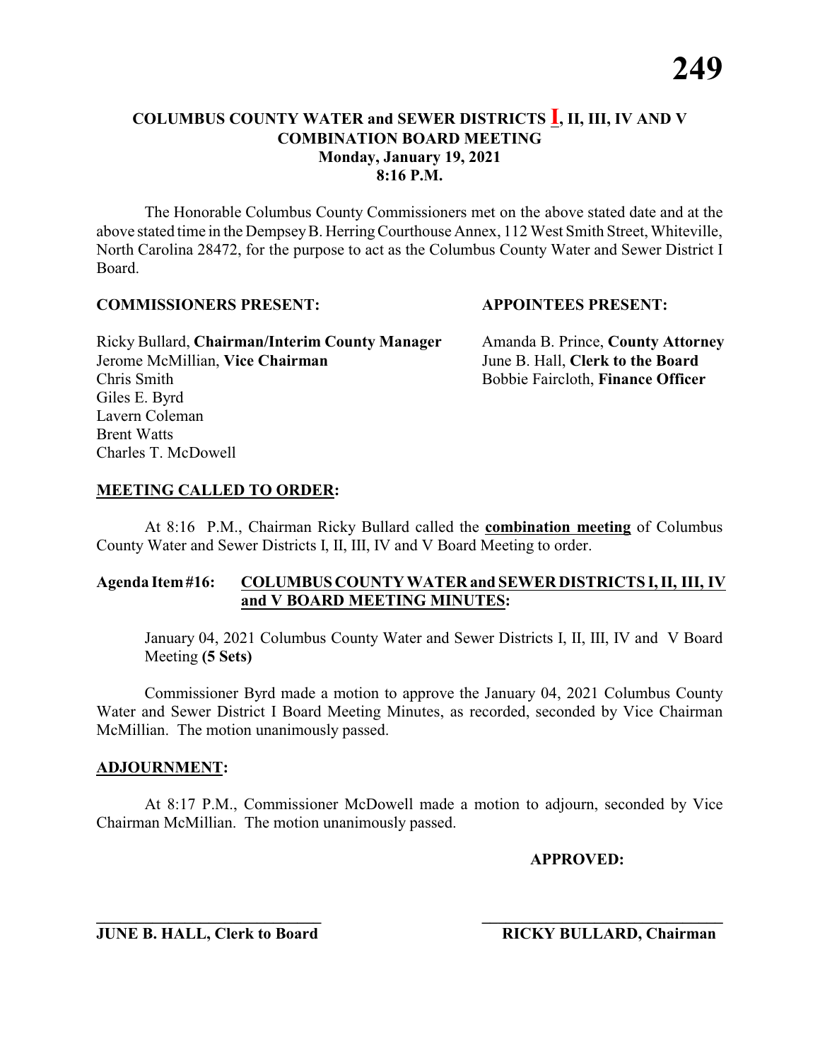# COLUMBUS COUNTY WATER and SEWER DISTRICTS I, II, III, IV AND V COMBINATION BOARD MEETING

**Monday, January 19, 2021**
**8:16 P.M.**

The Honorable Columbus County Commissioners met on the above stated date and at the above stated time in the Dempsey B. Herring Courthouse Annex, 112 West Smith Street, Whiteville, North Carolina 28472, for the purpose to act as the Columbus County Water and Sewer District I Board.

**COMMISSIONERS PRESENT:**

Ricky Bullard, **Chairman/Interim County Manager**
Jerome McMillian, **Vice Chairman**
Chris Smith
Giles E. Byrd
Lavern Coleman
Brent Watts
Charles T. McDowell

**APPOINTEES PRESENT:**

Amanda B. Prince, **County Attorney**
June B. Hall, **Clerk to the Board**
Bobbie Faircloth, **Finance Officer**

## MEETING CALLED TO ORDER:

At 8:16 P.M., Chairman Ricky Bullard called the **combination meeting** of Columbus County Water and Sewer Districts I, II, III, IV and V Board Meeting to order.

## Agenda Item #16: COLUMBUS COUNTY WATER and SEWER DISTRICTS I, II, III, IV and V BOARD MEETING MINUTES:

January 04, 2021 Columbus County Water and Sewer Districts I, II, III, IV and V Board Meeting **(5 Sets)**

Commissioner Byrd made a motion to approve the January 04, 2021 Columbus County Water and Sewer District I Board Meeting Minutes, as recorded, seconded by Vice Chairman McMillian. The motion unanimously passed.

## ADJOURNMENT:

At 8:17 P.M., Commissioner McDowell made a motion to adjourn, seconded by Vice Chairman McMillian. The motion unanimously passed.

**APPROVED:**

\_\_\_\_\_\_\_\_\_\_\_\_\_\_\_\_\_\_\_\_\_\_\_\_\_\_\_\_\_\_
**JUNE B. HALL, Clerk to Board**

\_\_\_\_\_\_\_\_\_\_\_\_\_\_\_\_\_\_\_\_\_\_\_\_\_\_\_\_\_\_
**RICKY BULLARD, Chairman**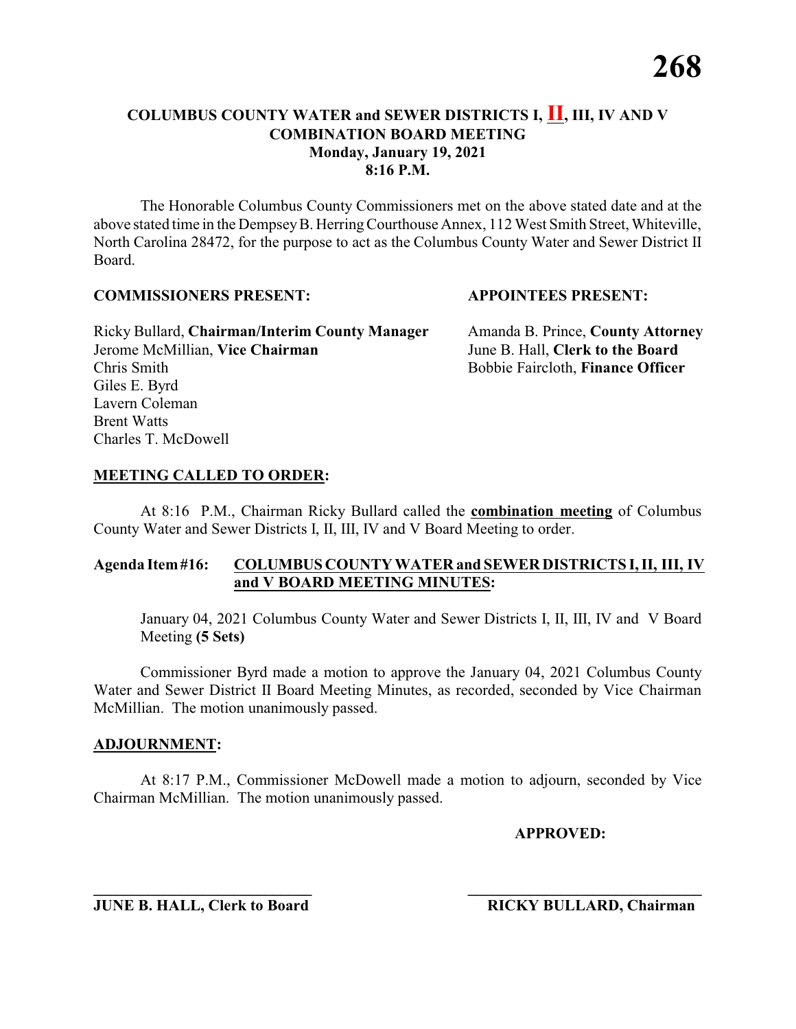# COLUMBUS COUNTY WATER and SEWER DISTRICTS I, **II**, III, IV AND V
## COMBINATION BOARD MEETING
### Monday, January 19, 2021
### 8:16 P.M.

The Honorable Columbus County Commissioners met on the above stated date and at the above stated time in the Dempsey B. Herring Courthouse Annex, 112 West Smith Street, Whiteville, North Carolina 28472, for the purpose to act as the Columbus County Water and Sewer District II Board.

**COMMISSIONERS PRESENT:**

Ricky Bullard, **Chairman/Interim County Manager**
Jerome McMillian, **Vice Chairman**
Chris Smith
Giles E. Byrd
Lavern Coleman
Brent Watts
Charles T. McDowell

**APPOINTEES PRESENT:**

Amanda B. Prince, **County Attorney**
June B. Hall, **Clerk to the Board**
Bobbie Faircloth, **Finance Officer**

**MEETING CALLED TO ORDER:**

At 8:16 P.M., Chairman Ricky Bullard called the **combination meeting** of Columbus County Water and Sewer Districts I, II, III, IV and V Board Meeting to order.

**Agenda Item #16: COLUMBUS COUNTY WATER and SEWER DISTRICTS I, II, III, IV and V BOARD MEETING MINUTES:**

January 04, 2021 Columbus County Water and Sewer Districts I, II, III, IV and V Board Meeting **(5 Sets)**

Commissioner Byrd made a motion to approve the January 04, 2021 Columbus County Water and Sewer District II Board Meeting Minutes, as recorded, seconded by Vice Chairman McMillian. The motion unanimously passed.

**ADJOURNMENT:**

At 8:17 P.M., Commissioner McDowell made a motion to adjourn, seconded by Vice Chairman McMillian. The motion unanimously passed.

**APPROVED:**

\_\_\_\_\_\_\_\_\_\_\_\_\_\_\_\_\_\_\_\_\_\_\_\_\_\_\_\_
**JUNE B. HALL, Clerk to Board**

\_\_\_\_\_\_\_\_\_\_\_\_\_\_\_\_\_\_\_\_\_\_\_\_\_\_\_\_
**RICKY BULLARD, Chairman**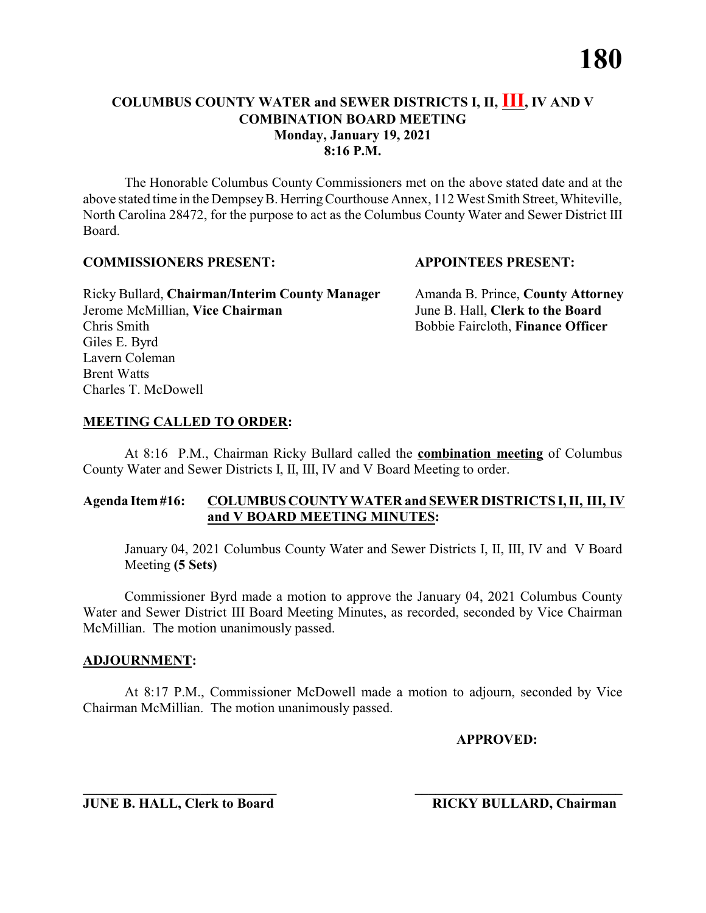**COLUMBUS COUNTY WATER and SEWER DISTRICTS I, II, III, IV AND V**
**COMBINATION BOARD MEETING**
**Monday, January 19, 2021**
**8:16 P.M.**

The Honorable Columbus County Commissioners met on the above stated date and at the above stated time in the Dempsey B. Herring Courthouse Annex, 112 West Smith Street, Whiteville, North Carolina 28472, for the purpose to act as the Columbus County Water and Sewer District III Board.

**COMMISSIONERS PRESENT:**

Ricky Bullard, **Chairman/Interim County Manager**
Jerome McMillian, **Vice Chairman**
Chris Smith
Giles E. Byrd
Lavern Coleman
Brent Watts
Charles T. McDowell

**APPOINTEES PRESENT:**

Amanda B. Prince, **County Attorney**
June B. Hall, **Clerk to the Board**
Bobbie Faircloth, **Finance Officer**

**MEETING CALLED TO ORDER:**

At 8:16 P.M., Chairman Ricky Bullard called the **combination meeting** of Columbus County Water and Sewer Districts I, II, III, IV and V Board Meeting to order.

**Agenda Item #16: COLUMBUS COUNTY WATER and SEWER DISTRICTS I, II, III, IV and V BOARD MEETING MINUTES:**

January 04, 2021 Columbus County Water and Sewer Districts I, II, III, IV and V Board Meeting **(5 Sets)**

Commissioner Byrd made a motion to approve the January 04, 2021 Columbus County Water and Sewer District III Board Meeting Minutes, as recorded, seconded by Vice Chairman McMillian. The motion unanimously passed.

**ADJOURNMENT:**

At 8:17 P.M., Commissioner McDowell made a motion to adjourn, seconded by Vice Chairman McMillian. The motion unanimously passed.

**APPROVED:**

______________________________
**JUNE B. HALL, Clerk to Board**

______________________________
**RICKY BULLARD, Chairman**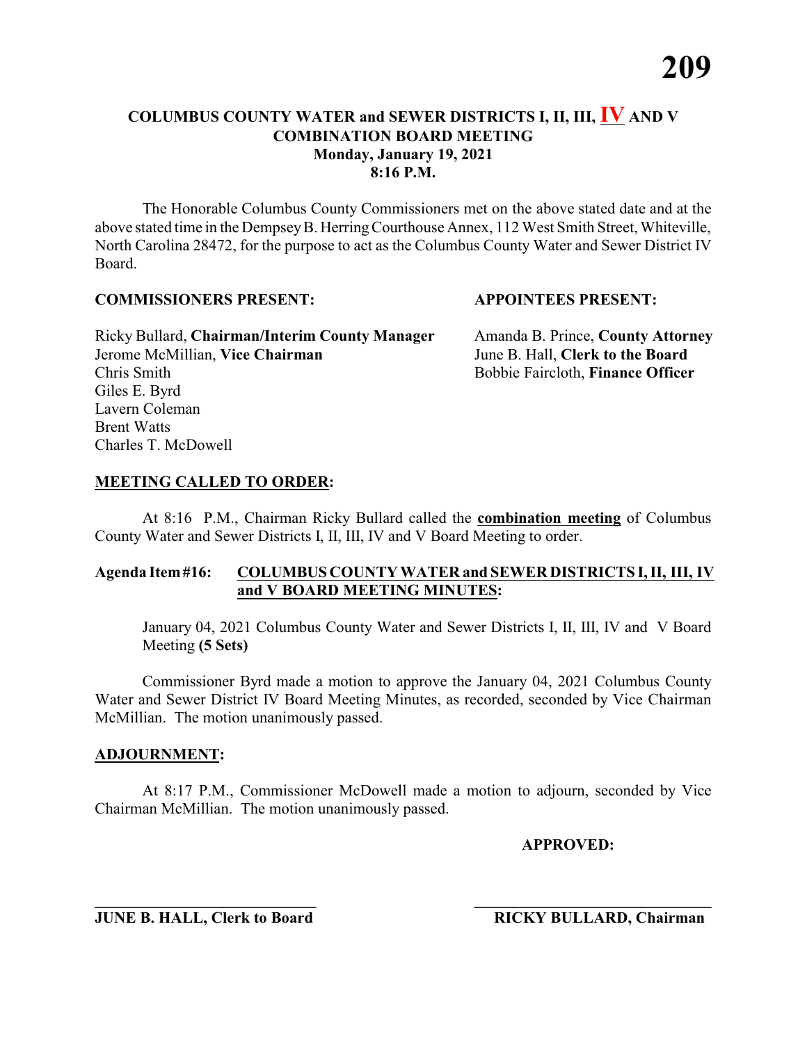# COLUMBUS COUNTY WATER and SEWER DISTRICTS I, II, III, IV AND V COMBINATION BOARD MEETING

**Monday, January 19, 2021**
**8:16 P.M.**

The Honorable Columbus County Commissioners met on the above stated date and at the above stated time in the Dempsey B. Herring Courthouse Annex, 112 West Smith Street, Whiteville, North Carolina 28472, for the purpose to act as the Columbus County Water and Sewer District IV Board.

**COMMISSIONERS PRESENT:**

Ricky Bullard, **Chairman/Interim County Manager**
Jerome McMillian, **Vice Chairman**
Chris Smith
Giles E. Byrd
Lavern Coleman
Brent Watts
Charles T. McDowell

**APPOINTEES PRESENT:**

Amanda B. Prince, **County Attorney**
June B. Hall, **Clerk to the Board**
Bobbie Faircloth, **Finance Officer**

**MEETING CALLED TO ORDER:**

At 8:16 P.M., Chairman Ricky Bullard called the **combination meeting** of Columbus County Water and Sewer Districts I, II, III, IV and V Board Meeting to order.

**Agenda Item #16: COLUMBUS COUNTY WATER and SEWER DISTRICTS I, II, III, IV and V BOARD MEETING MINUTES:**

January 04, 2021 Columbus County Water and Sewer Districts I, II, III, IV and V Board Meeting **(5 Sets)**

Commissioner Byrd made a motion to approve the January 04, 2021 Columbus County Water and Sewer District IV Board Meeting Minutes, as recorded, seconded by Vice Chairman McMillian. The motion unanimously passed.

**ADJOURNMENT:**

At 8:17 P.M., Commissioner McDowell made a motion to adjourn, seconded by Vice Chairman McMillian. The motion unanimously passed.

**APPROVED:**

\_\_\_\_\_\_\_\_\_\_\_\_\_\_\_\_\_\_\_\_\_\_\_\_\_\_\_\_
**JUNE B. HALL, Clerk to Board**

\_\_\_\_\_\_\_\_\_\_\_\_\_\_\_\_\_\_\_\_\_\_\_\_\_\_\_\_
**RICKY BULLARD, Chairman**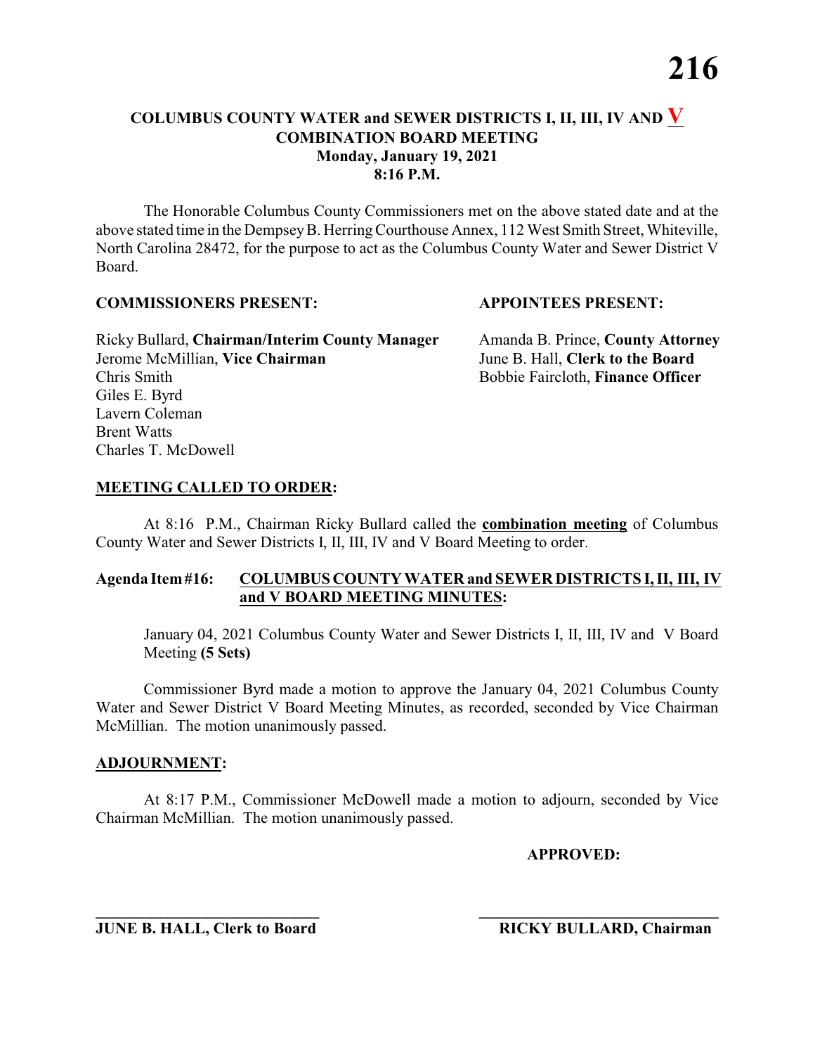# COLUMBUS COUNTY WATER and SEWER DISTRICTS I, II, III, IV AND V
## COMBINATION BOARD MEETING
### Monday, January 19, 2021
### 8:16 P.M.

The Honorable Columbus County Commissioners met on the above stated date and at the above stated time in the Dempsey B. Herring Courthouse Annex, 112 West Smith Street, Whiteville, North Carolina 28472, for the purpose to act as the Columbus County Water and Sewer District V Board.

**COMMISSIONERS PRESENT:**

Ricky Bullard, **Chairman/Interim County Manager**
Jerome McMillian, **Vice Chairman**
Chris Smith
Giles E. Byrd
Lavern Coleman
Brent Watts
Charles T. McDowell

**APPOINTEES PRESENT:**

Amanda B. Prince, **County Attorney**
June B. Hall, **Clerk to the Board**
Bobbie Faircloth, **Finance Officer**

**MEETING CALLED TO ORDER:**

At 8:16 P.M., Chairman Ricky Bullard called the **combination meeting** of Columbus County Water and Sewer Districts I, II, III, IV and V Board Meeting to order.

**Agenda Item #16: COLUMBUS COUNTY WATER and SEWER DISTRICTS I, II, III, IV and V BOARD MEETING MINUTES:**

January 04, 2021 Columbus County Water and Sewer Districts I, II, III, IV and V Board Meeting **(5 Sets)**

Commissioner Byrd made a motion to approve the January 04, 2021 Columbus County Water and Sewer District V Board Meeting Minutes, as recorded, seconded by Vice Chairman McMillian. The motion unanimously passed.

**ADJOURNMENT:**

At 8:17 P.M., Commissioner McDowell made a motion to adjourn, seconded by Vice Chairman McMillian. The motion unanimously passed.

**APPROVED:**

\_\_\_\_\_\_\_\_\_\_\_\_\_\_\_\_\_\_\_\_\_\_\_\_\_\_\_\_\_\_
**JUNE B. HALL, Clerk to Board**

\_\_\_\_\_\_\_\_\_\_\_\_\_\_\_\_\_\_\_\_\_\_\_\_\_\_\_\_\_\_
**RICKY BULLARD, Chairman**